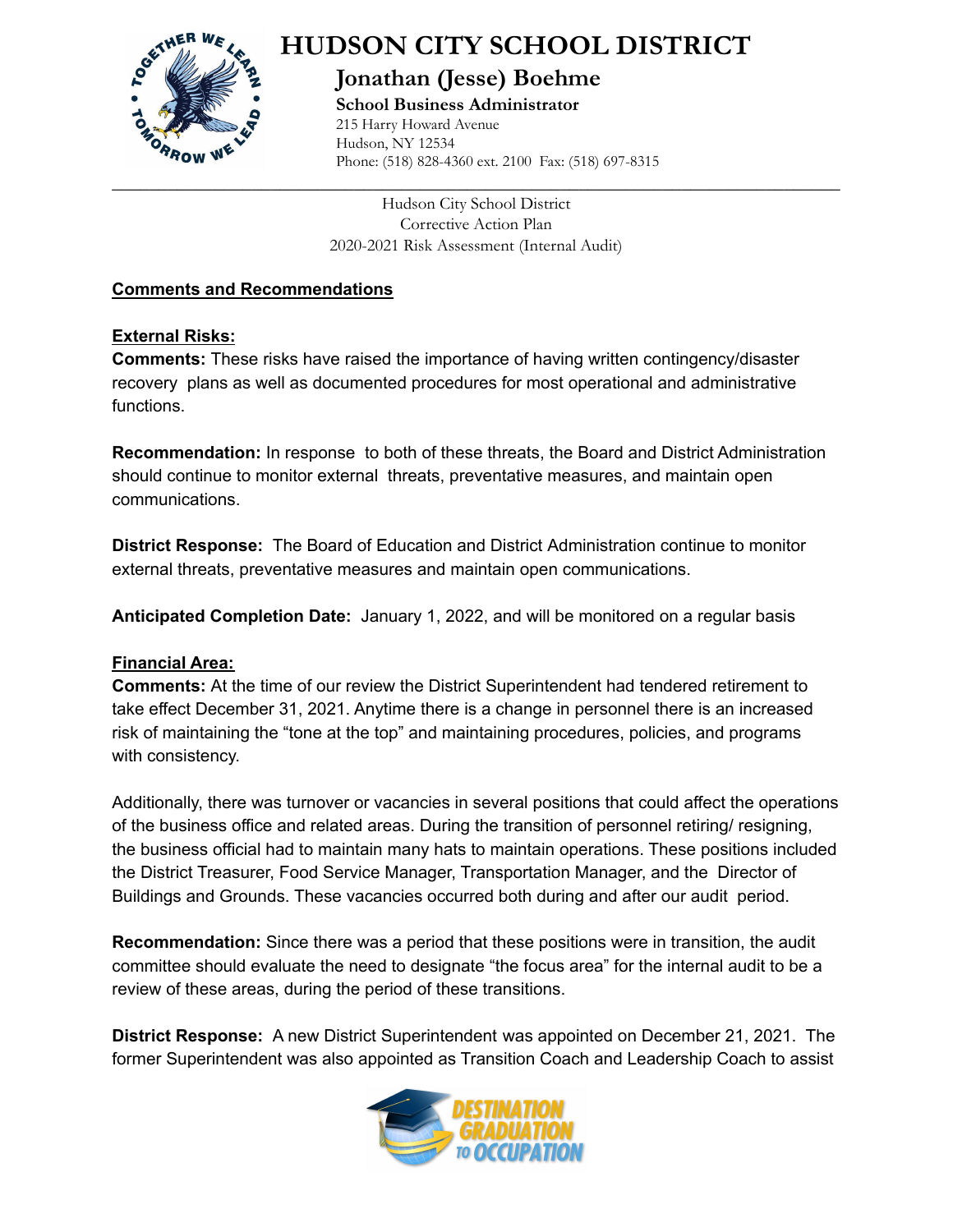# HUDSON CITY SCHOOL DISTRICT

## Jonathan (Jesse) Boehme

**School Business Administrator**
215 Harry Howard Avenue
Hudson, NY 12534
Phone: (518) 828-4360 ext. 2100 Fax: (518) 697-8315

Hudson City School District
Corrective Action Plan
2020-2021 Risk Assessment (Internal Audit)

**Comments and Recommendations**

**External Risks:**
**Comments:** These risks have raised the importance of having written contingency/disaster recovery plans as well as documented procedures for most operational and administrative functions.

**Recommendation:** In response to both of these threats, the Board and District Administration should continue to monitor external threats, preventative measures, and maintain open communications.

**District Response:** The Board of Education and District Administration continue to monitor external threats, preventative measures and maintain open communications.

**Anticipated Completion Date:** January 1, 2022, and will be monitored on a regular basis

**Financial Area:**
**Comments:** At the time of our review the District Superintendent had tendered retirement to take effect December 31, 2021. Anytime there is a change in personnel there is an increased risk of maintaining the "tone at the top" and maintaining procedures, policies, and programs with consistency.

Additionally, there was turnover or vacancies in several positions that could affect the operations of the business office and related areas. During the transition of personnel retiring/ resigning, the business official had to maintain many hats to maintain operations. These positions included the District Treasurer, Food Service Manager, Transportation Manager, and the Director of Buildings and Grounds. These vacancies occurred both during and after our audit period.

**Recommendation:** Since there was a period that these positions were in transition, the audit committee should evaluate the need to designate "the focus area" for the internal audit to be a review of these areas, during the period of these transitions.

**District Response:** A new District Superintendent was appointed on December 21, 2021. The former Superintendent was also appointed as Transition Coach and Leadership Coach to assist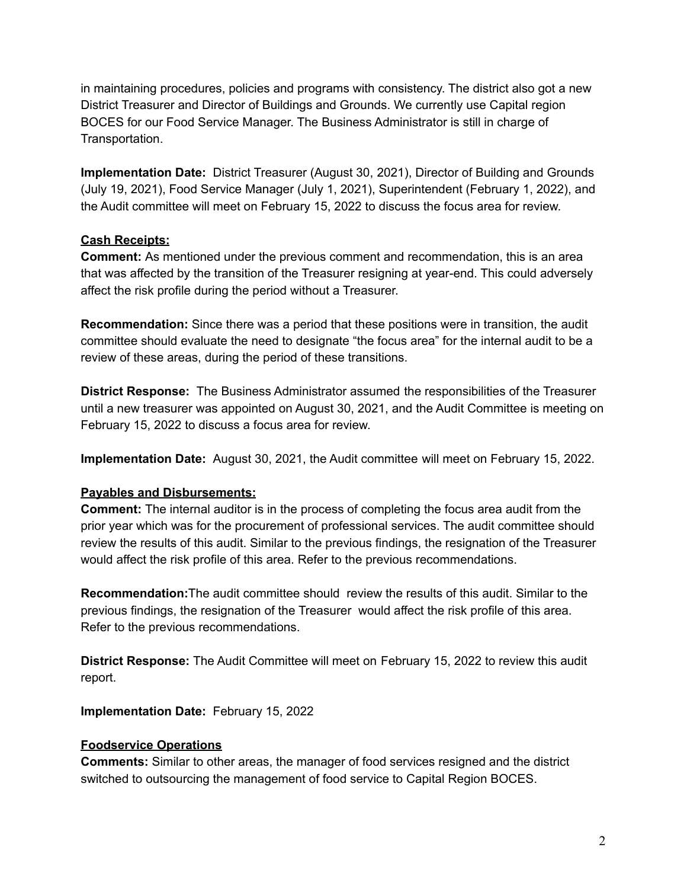in maintaining procedures, policies and programs with consistency. The district also got a new District Treasurer and Director of Buildings and Grounds. We currently use Capital region BOCES for our Food Service Manager. The Business Administrator is still in charge of Transportation.

**Implementation Date:** District Treasurer (August 30, 2021), Director of Building and Grounds (July 19, 2021), Food Service Manager (July 1, 2021), Superintendent (February 1, 2022), and the Audit committee will meet on February 15, 2022 to discuss the focus area for review.

**Cash Receipts:**

**Comment:** As mentioned under the previous comment and recommendation, this is an area that was affected by the transition of the Treasurer resigning at year-end. This could adversely affect the risk profile during the period without a Treasurer.

**Recommendation:** Since there was a period that these positions were in transition, the audit committee should evaluate the need to designate "the focus area" for the internal audit to be a review of these areas, during the period of these transitions.

**District Response:** The Business Administrator assumed the responsibilities of the Treasurer until a new treasurer was appointed on August 30, 2021, and the Audit Committee is meeting on February 15, 2022 to discuss a focus area for review.

**Implementation Date:** August 30, 2021, the Audit committee will meet on February 15, 2022.

**Payables and Disbursements:**

**Comment:** The internal auditor is in the process of completing the focus area audit from the prior year which was for the procurement of professional services. The audit committee should review the results of this audit. Similar to the previous findings, the resignation of the Treasurer would affect the risk profile of this area. Refer to the previous recommendations.

**Recommendation:** The audit committee should review the results of this audit. Similar to the previous findings, the resignation of the Treasurer would affect the risk profile of this area. Refer to the previous recommendations.

**District Response:** The Audit Committee will meet on February 15, 2022 to review this audit report.

**Implementation Date:** February 15, 2022

**Foodservice Operations**

**Comments:** Similar to other areas, the manager of food services resigned and the district switched to outsourcing the management of food service to Capital Region BOCES.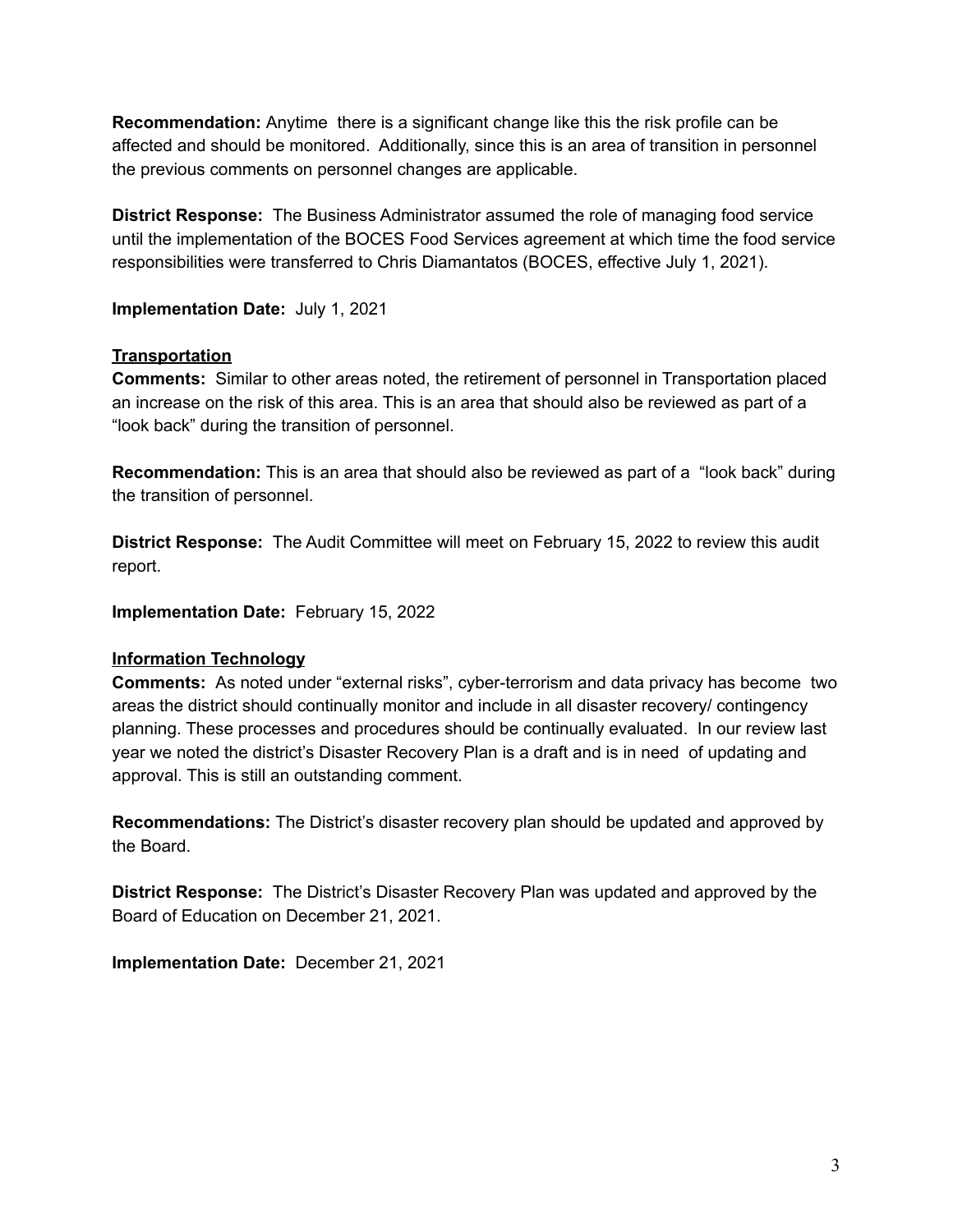**Recommendation:** Anytime there is a significant change like this the risk profile can be affected and should be monitored. Additionally, since this is an area of transition in personnel the previous comments on personnel changes are applicable.

**District Response:** The Business Administrator assumed the role of managing food service until the implementation of the BOCES Food Services agreement at which time the food service responsibilities were transferred to Chris Diamantatos (BOCES, effective July 1, 2021).

**Implementation Date:** July 1, 2021

**Transportation**

**Comments:** Similar to other areas noted, the retirement of personnel in Transportation placed an increase on the risk of this area. This is an area that should also be reviewed as part of a "look back" during the transition of personnel.

**Recommendation:** This is an area that should also be reviewed as part of a "look back" during the transition of personnel.

**District Response:** The Audit Committee will meet on February 15, 2022 to review this audit report.

**Implementation Date:** February 15, 2022

**Information Technology**

**Comments:** As noted under "external risks", cyber-terrorism and data privacy has become two areas the district should continually monitor and include in all disaster recovery/ contingency planning. These processes and procedures should be continually evaluated. In our review last year we noted the district's Disaster Recovery Plan is a draft and is in need of updating and approval. This is still an outstanding comment.

**Recommendations:** The District's disaster recovery plan should be updated and approved by the Board.

**District Response:** The District's Disaster Recovery Plan was updated and approved by the Board of Education on December 21, 2021.

**Implementation Date:** December 21, 2021